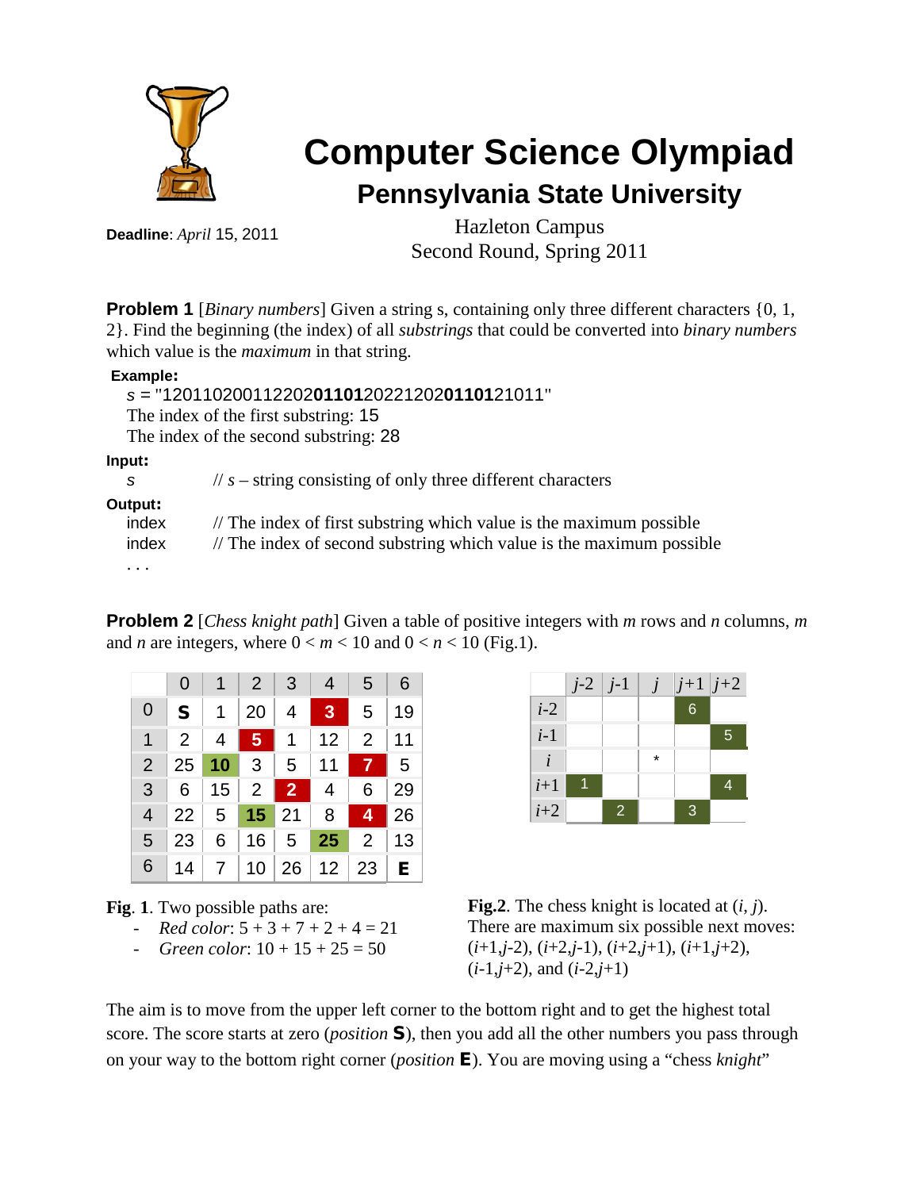// Computer Science Olympiad

# Computer Science Olympiad

## Pennsylvania State University

**Deadline**: *April* 15, 2011

Hazleton Campus
Second Round, Spring 2011

**Problem 1** [*Binary numbers*] Given a string s, containing only three different characters {0, 1, 2}. Find the beginning (the index) of all *substrings* that could be converted into *binary numbers* which value is the *maximum* in that string.

**Example:**

*s* = "120110200112202**01101**20221202**01101**21011"
The index of the first substring: 15
The index of the second substring: 28

**Input:**

*s* // *s* – string consisting of only three different characters

**Output:**

index // The index of first substring which value is the maximum possible
index // The index of second substring which value is the maximum possible
. . .

**Problem 2** [*Chess knight path*] Given a table of positive integers with *m* rows and *n* columns, *m* and *n* are integers, where $0 < m < 10$ and $0 < n < 10$ (Fig.1).

| | 0 | 1 | 2 | 3 | 4 | 5 | 6 |
|---|---|---|---|---|---|---|---|
| 0 | **S** | 1 | 20 | 4 | **3** | 5 | 19 |
| 1 | 2 | 4 | **5** | 1 | 12 | 2 | 11 |
| 2 | 25 | **10** | 3 | 5 | 11 | **7** | 5 |
| 3 | 6 | 15 | 2 | **2** | 4 | 6 | 29 |
| 4 | 22 | 5 | **15** | 21 | 8 | **4** | 26 |
| 5 | 23 | 6 | 16 | 5 | **25** | 2 | 13 |
| 6 | 14 | 7 | 10 | 26 | 12 | 23 | **E** |

**Fig**. **1**. Two possible paths are:

- *Red color*: 5 + 3 + 7 + 2 + 4 = 21
- *Green color*: 10 + 15 + 25 = 50

| | *j*-2 | *j*-1 | *j* | *j*+1 | *j*+2 |
|---|---|---|---|---|---|
| *i*-2 | | | | 6 | |
| *i*-1 | | | | | 5 |
| *i* | | | * | | |
| *i*+1 | 1 | | | | 4 |
| *i*+2 | | 2 | | 3 | |

**Fig.2**. The chess knight is located at (*i*, *j*). There are maximum six possible next moves: (*i*+1,*j*-2), (*i*+2,*j*-1), (*i*+2,*j*+1), (*i*+1,*j*+2), (*i*-1,*j*+2), and (*i*-2,*j*+1)

The aim is to move from the upper left corner to the bottom right and to get the highest total score. The score starts at zero (*position* **S**), then you add all the other numbers you pass through on your way to the bottom right corner (*position* **E**). You are moving using a "chess *knight*"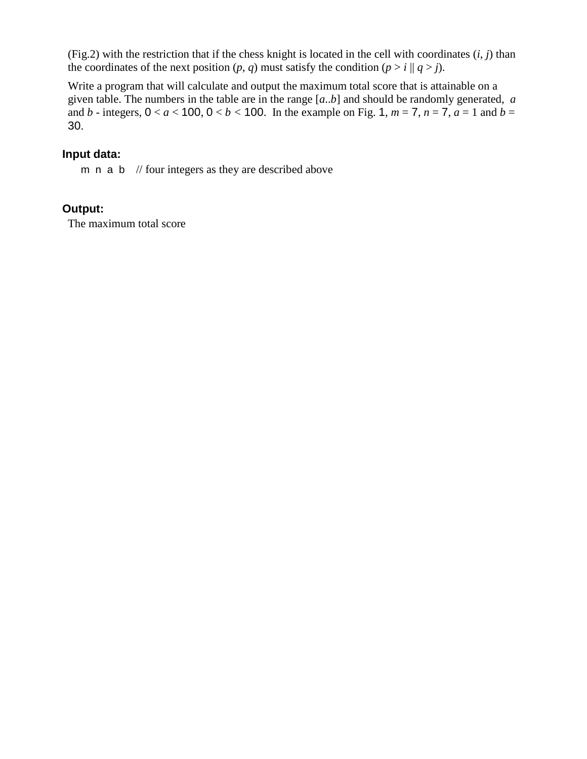(Fig.2) with the restriction that if the chess knight is located in the cell with coordinates ($i$, $j$) than the coordinates of the next position ($p$, $q$) must satisfy the condition ($p > i$ || $q > j$).

Write a program that will calculate and output the maximum total score that is attainable on a given table. The numbers in the table are in the range [$a$..$b$] and should be randomly generated, $a$ and $b$ - integers, $0 < a < 100$, $0 < b < 100$. In the example on Fig. 1, $m = 7$, $n = 7$, $a = 1$ and $b = 30$.

**Input data:**

```
m n a b   // four integers as they are described above
```

**Output:**

The maximum total score